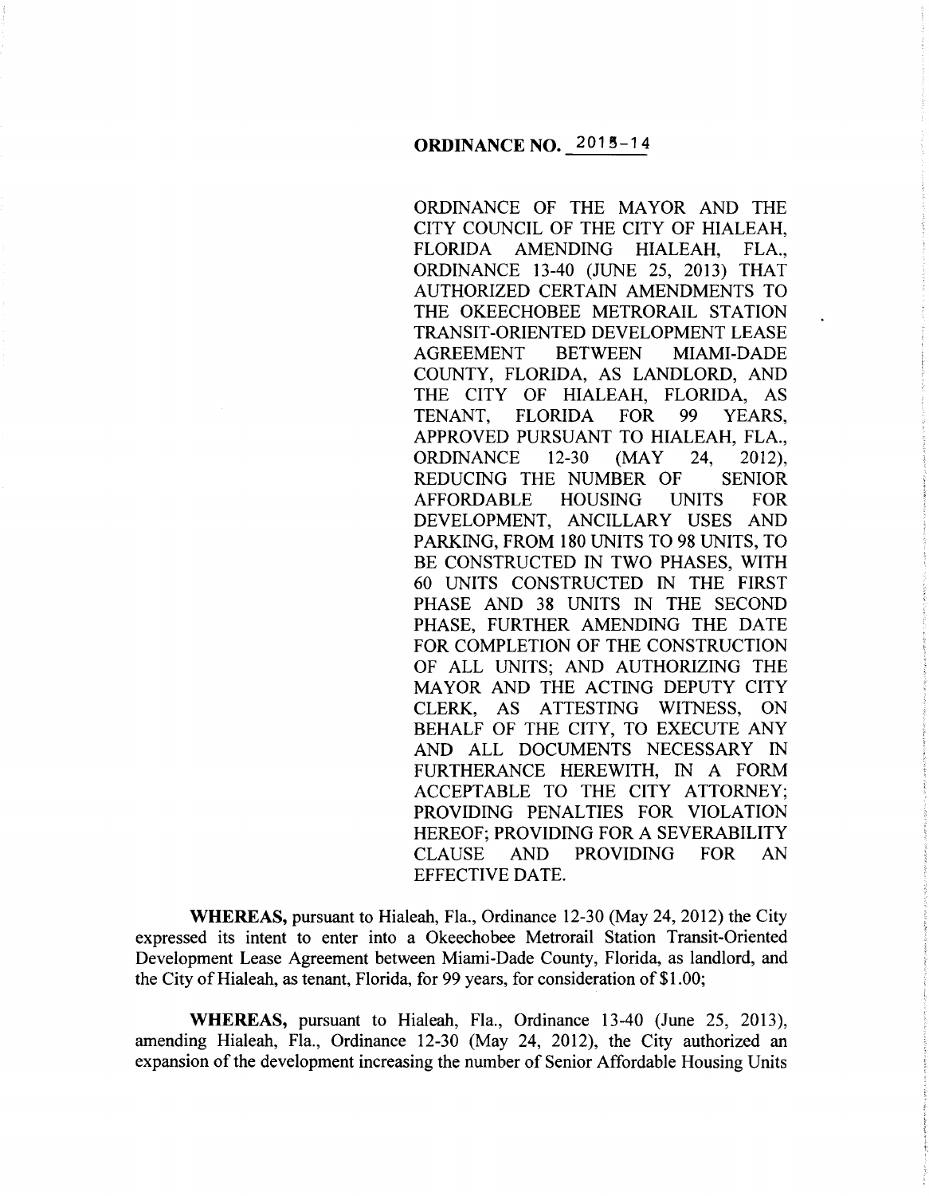# ORDINANCE NO. 2015-14

ORDINANCE OF THE MAYOR AND THE CITY COUNCIL OF THE CITY OF HIALEAH, FLORIDA AMENDING HIALEAH, FLA., ORDINANCE 13-40 (JUNE 25, 2013) THAT AUTHORIZED CERTAIN AMENDMENTS TO THE OKEECHOBEE METRORAIL STATION TRANSIT-ORIENTED DEVELOPMENT LEASE AGREEMENT BETWEEN MIAMI-DADE COUNTY, FLORIDA, AS LANDLORD, AND THE CITY OF HIALEAH, FLORIDA, AS TENANT, FLORIDA FOR 99 YEARS, APPROVED PURSUANT TO HIALEAH, FLA., ORDINANCE 12-30 (MAY 24, 2012), REDUCING THE NUMBER OF SENIOR AFFORDABLE HOUSING UNITS FOR DEVELOPMENT, ANCILLARY USES AND PARKING, FROM 180 UNITS TO 98 UNITS, TO BE CONSTRUCTED IN TWO PHASES, WITH 60 UNITS CONSTRUCTED IN THE FIRST PHASE AND 38 UNITS IN THE SECOND PHASE, FURTHER AMENDING THE DATE FOR COMPLETION OF THE CONSTRUCTION OF ALL UNITS; AND AUTHORIZING THE MAYOR AND THE ACTING DEPUTY CITY CLERK, AS ATTESTING WITNESS, ON BEHALF OF THE CITY, TO EXECUTE ANY AND ALL DOCUMENTS NECESSARY IN FURTHERANCE HEREWITH, IN A FORM ACCEPTABLE TO THE CITY ATTORNEY; PROVIDING PENALTIES FOR VIOLATION HEREOF; PROVIDING FOR A SEVERABILITY CLAUSE AND PROVIDING FOR AN EFFECTIVE DATE.

**WHEREAS,** pursuant to Hialeah, Fla., Ordinance 12-30 (May 24, 2012) the City expressed its intent to enter into a Okeechobee Metrorail Station Transit-Oriented Development Lease Agreement between Miami-Dade County, Florida, as landlord, and the City of Hialeah, as tenant, Florida, for 99 years, for consideration of $1.00;

**WHEREAS,** pursuant to Hialeah, Fla., Ordinance 13-40 (June 25, 2013), amending Hialeah, Fla., Ordinance 12-30 (May 24, 2012), the City authorized an expansion of the development increasing the number of Senior Affordable Housing Units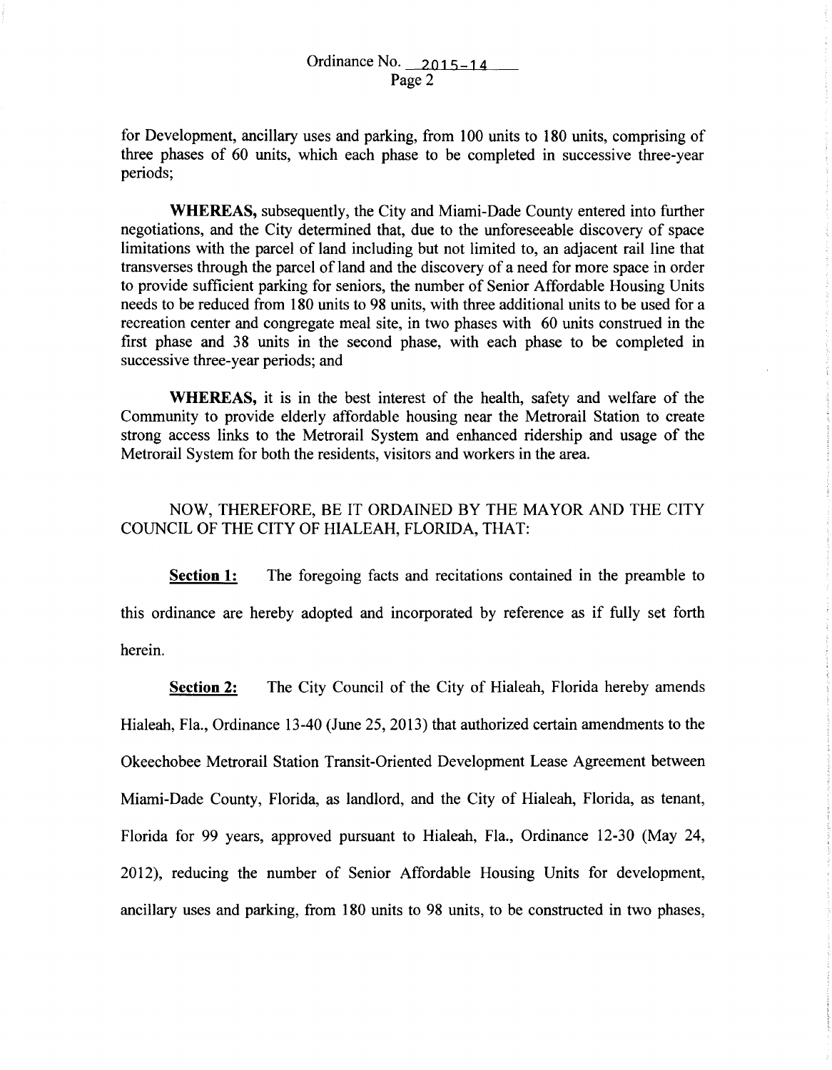for Development, ancillary uses and parking, from 100 units to 180 units, comprising of three phases of 60 units, which each phase to be completed in successive three-year periods;

**WHEREAS,** subsequently, the City and Miami-Dade County entered into further negotiations, and the City determined that, due to the unforeseeable discovery of space limitations with the parcel of land including but not limited to, an adjacent rail line that transverses through the parcel of land and the discovery of a need for more space in order to provide sufficient parking for seniors, the number of Senior Affordable Housing Units needs to be reduced from 180 units to 98 units, with three additional units to be used for a recreation center and congregate meal site, in two phases with 60 units construed in the first phase and 38 units in the second phase, with each phase to be completed in successive three-year periods; and

**WHEREAS,** it is in the best interest of the health, safety and welfare of the Community to provide elderly affordable housing near the Metrorail Station to create strong access links to the Metrorail System and enhanced ridership and usage of the Metrorail System for both the residents, visitors and workers in the area.

NOW, THEREFORE, BE IT ORDAINED BY THE MAYOR AND THE CITY COUNCIL OF THE CITY OF HIALEAH, FLORIDA, THAT:

**Section 1:** The foregoing facts and recitations contained in the preamble to this ordinance are hereby adopted and incorporated by reference as if fully set forth herein.

**Section 2:** The City Council of the City of Hialeah, Florida hereby amends Hialeah, Fla., Ordinance 13-40 (June 25, 2013) that authorized certain amendments to the Okeechobee Metrorail Station Transit-Oriented Development Lease Agreement between Miami-Dade County, Florida, as landlord, and the City of Hialeah, Florida, as tenant, Florida for 99 years, approved pursuant to Hialeah, Fla., Ordinance 12-30 (May 24, 2012), reducing the number of Senior Affordable Housing Units for development, ancillary uses and parking, from 180 units to 98 units, to be constructed in two phases,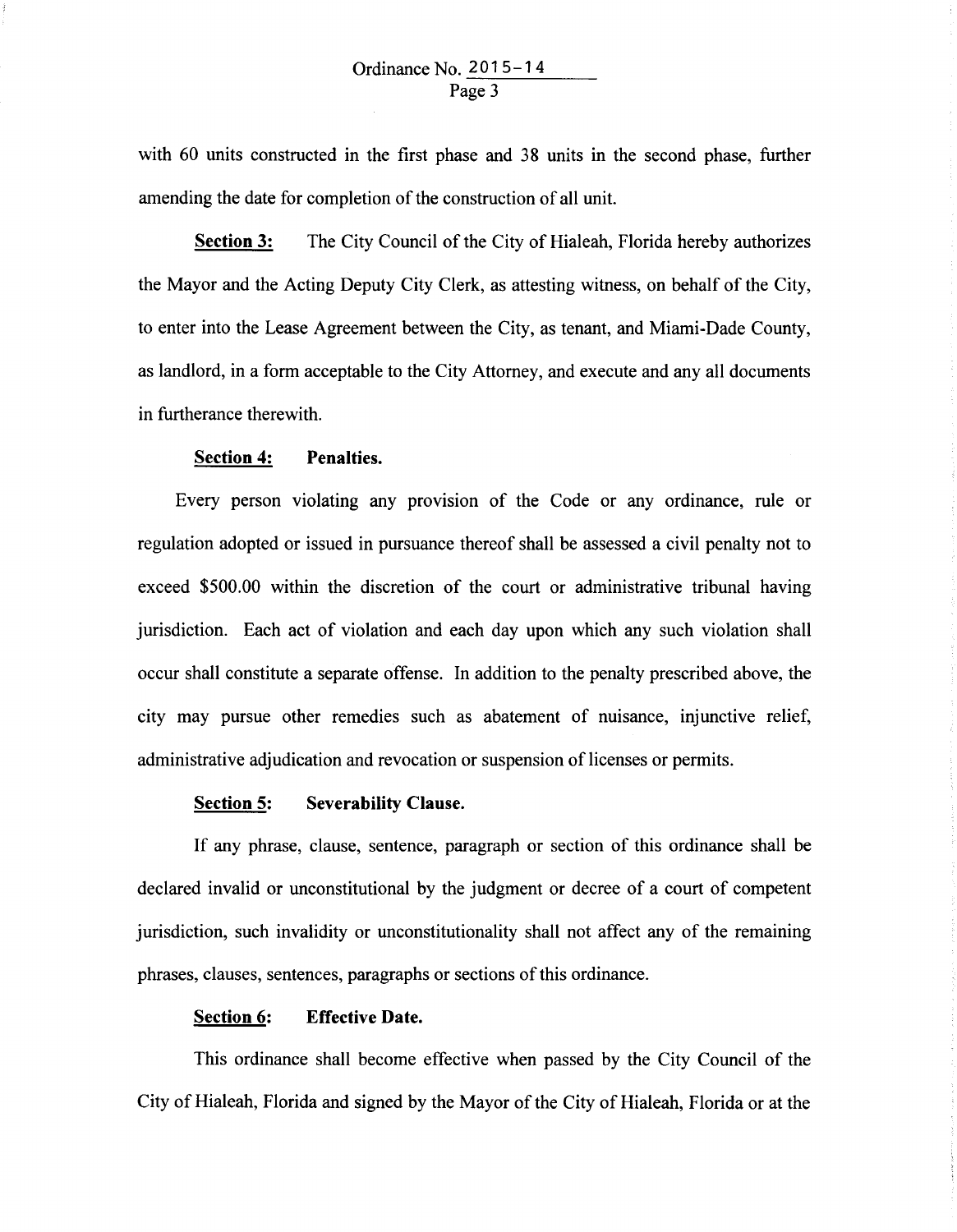with 60 units constructed in the first phase and 38 units in the second phase, further amending the date for completion of the construction of all unit.

**Section 3:** The City Council of the City of Hialeah, Florida hereby authorizes the Mayor and the Acting Deputy City Clerk, as attesting witness, on behalf of the City, to enter into the Lease Agreement between the City, as tenant, and Miami-Dade County, as landlord, in a form acceptable to the City Attorney, and execute and any all documents in furtherance therewith.

**Section 4: Penalties.**

Every person violating any provision of the Code or any ordinance, rule or regulation adopted or issued in pursuance thereof shall be assessed a civil penalty not to exceed $500.00 within the discretion of the court or administrative tribunal having jurisdiction. Each act of violation and each day upon which any such violation shall occur shall constitute a separate offense. In addition to the penalty prescribed above, the city may pursue other remedies such as abatement of nuisance, injunctive relief, administrative adjudication and revocation or suspension of licenses or permits.

**Section 5: Severability Clause.**

If any phrase, clause, sentence, paragraph or section of this ordinance shall be declared invalid or unconstitutional by the judgment or decree of a court of competent jurisdiction, such invalidity or unconstitutionality shall not affect any of the remaining phrases, clauses, sentences, paragraphs or sections of this ordinance.

**Section 6: Effective Date.**

This ordinance shall become effective when passed by the City Council of the City of Hialeah, Florida and signed by the Mayor of the City of Hialeah, Florida or at the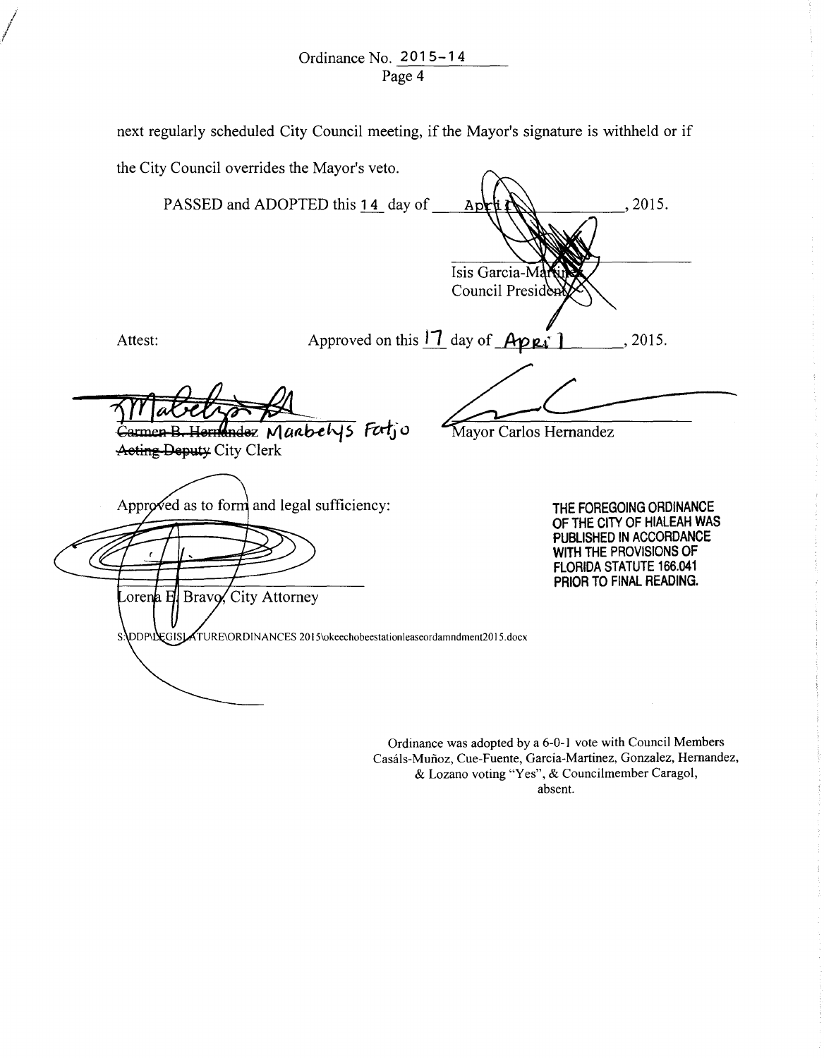Ordinance No. 2015-14

next regularly scheduled City Council meeting, if the Mayor's signature is withheld or if the City Council overrides the Mayor's veto.

PASSED and ADOPTED this 14 day of April, 2015.

Isis Garcia-Martinez
Council President

Attest:

Approved on this 17 day of April, 2015.

~~Carmen B. Hernandez~~ Marbelys Fatjo
~~Acting Deputy~~ City Clerk

Mayor Carlos Hernandez

Approved as to form and legal sufficiency:

Lorena E. Bravo, City Attorney

S:\DDP\LEGISLATURE\ORDINANCES 2015\okeechobeestationleaseordamndment2015.docx

**THE FOREGOING ORDINANCE OF THE CITY OF HIALEAH WAS PUBLISHED IN ACCORDANCE WITH THE PROVISIONS OF FLORIDA STATUTE 166.041 PRIOR TO FINAL READING.**

Ordinance was adopted by a 6-0-1 vote with Council Members Casáls-Muñoz, Cue-Fuente, Garcia-Martinez, Gonzalez, Hernandez, & Lozano voting "Yes", & Councilmember Caragol, absent.